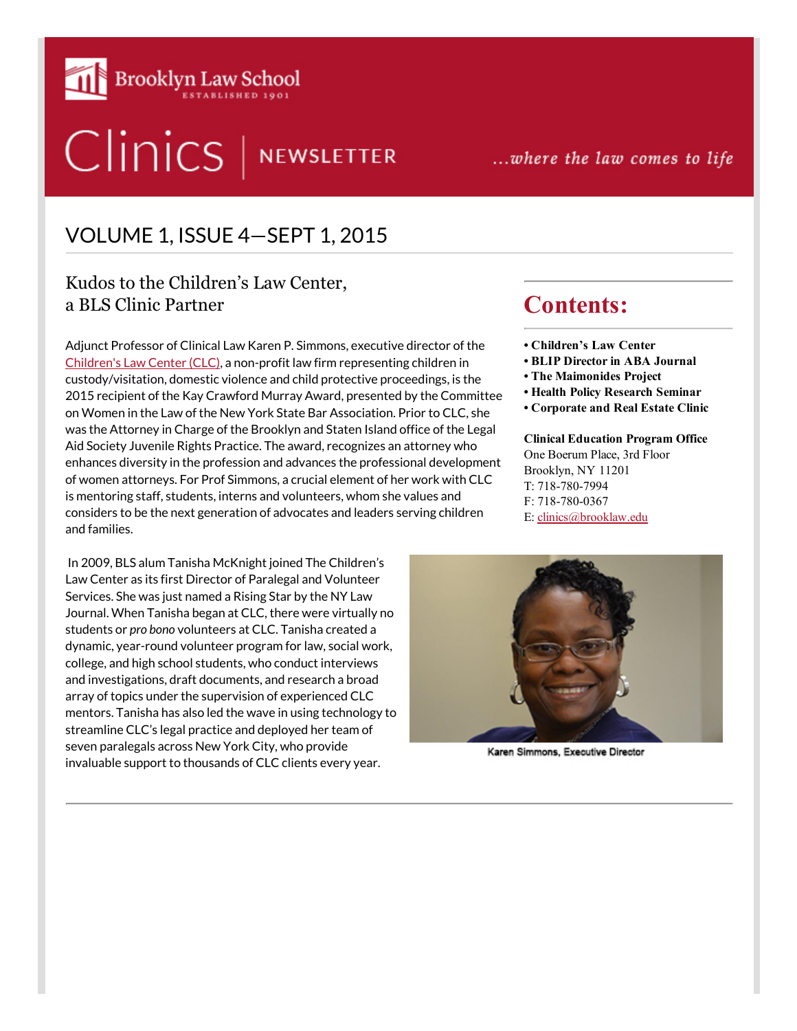Brooklyn Law School
ESTABLISHED 1901

# Clinics | NEWSLETTER

*...where the law comes to life*

## VOLUME 1, ISSUE 4—SEPT 1, 2015

### Kudos to the Children's Law Center, a BLS Clinic Partner

Adjunct Professor of Clinical Law Karen P. Simmons, executive director of the Children's Law Center (CLC), a non-profit law firm representing children in custody/visitation, domestic violence and child protective proceedings, is the 2015 recipient of the Kay Crawford Murray Award, presented by the Committee on Women in the Law of the New York State Bar Association. Prior to CLC, she was the Attorney in Charge of the Brooklyn and Staten Island office of the Legal Aid Society Juvenile Rights Practice. The award, recognizes an attorney who enhances diversity in the profession and advances the professional development of women attorneys. For Prof Simmons, a crucial element of her work with CLC is mentoring staff, students, interns and volunteers, whom she values and considers to be the next generation of advocates and leaders serving children and families.

In 2009, BLS alum Tanisha McKnight joined The Children's Law Center as its first Director of Paralegal and Volunteer Services. She was just named a Rising Star by the NY Law Journal. When Tanisha began at CLC, there were virtually no students or *pro bono* volunteers at CLC. Tanisha created a dynamic, year-round volunteer program for law, social work, college, and high school students, who conduct interviews and investigations, draft documents, and research a broad array of topics under the supervision of experienced CLC mentors. Tanisha has also led the wave in using technology to streamline CLC's legal practice and deployed her team of seven paralegals across New York City, who provide invaluable support to thousands of CLC clients every year.

Karen Simmons, Executive Director

## Contents:

- **Children's Law Center**
- **BLIP Director in ABA Journal**
- **The Maimonides Project**
- **Health Policy Research Seminar**
- **Corporate and Real Estate Clinic**

**Clinical Education Program Office**
One Boerum Place, 3rd Floor
Brooklyn, NY 11201
T: 718-780-7994
F: 718-780-0367
E: clinics@brooklaw.edu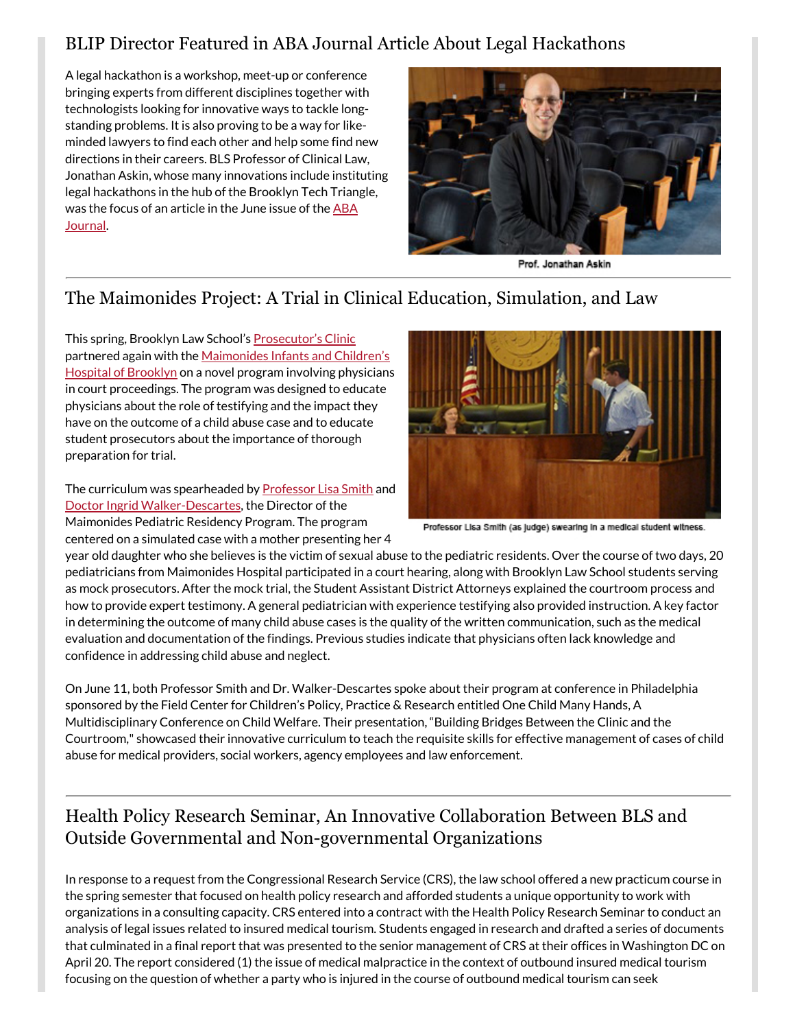## BLIP Director Featured in ABA Journal Article About Legal Hackathons

A legal hackathon is a workshop, meet-up or conference bringing experts from different disciplines together with technologists looking for innovative ways to tackle long-standing problems. It is also proving to be a way for like-minded lawyers to find each other and help some find new directions in their careers. BLS Professor of Clinical Law, Jonathan Askin, whose many innovations include instituting legal hackathons in the hub of the Brooklyn Tech Triangle, was the focus of an article in the June issue of the ABA Journal.

Prof. Jonathan Askin

## The Maimonides Project: A Trial in Clinical Education, Simulation, and Law

This spring, Brooklyn Law School's Prosecutor's Clinic partnered again with the Maimonides Infants and Children's Hospital of Brooklyn on a novel program involving physicians in court proceedings. The program was designed to educate physicians about the role of testifying and the impact they have on the outcome of a child abuse case and to educate student prosecutors about the importance of thorough preparation for trial.

Professor Lisa Smith (as judge) swearing in a medical student witness.

The curriculum was spearheaded by Professor Lisa Smith and Doctor Ingrid Walker-Descartes, the Director of the Maimonides Pediatric Residency Program. The program centered on a simulated case with a mother presenting her 4 year old daughter who she believes is the victim of sexual abuse to the pediatric residents. Over the course of two days, 20 pediatricians from Maimonides Hospital participated in a court hearing, along with Brooklyn Law School students serving as mock prosecutors. After the mock trial, the Student Assistant District Attorneys explained the courtroom process and how to provide expert testimony. A general pediatrician with experience testifying also provided instruction. A key factor in determining the outcome of many child abuse cases is the quality of the written communication, such as the medical evaluation and documentation of the findings. Previous studies indicate that physicians often lack knowledge and confidence in addressing child abuse and neglect.

On June 11, both Professor Smith and Dr. Walker-Descartes spoke about their program at conference in Philadelphia sponsored by the Field Center for Children's Policy, Practice & Research entitled One Child Many Hands, A Multidisciplinary Conference on Child Welfare. Their presentation, "Building Bridges Between the Clinic and the Courtroom," showcased their innovative curriculum to teach the requisite skills for effective management of cases of child abuse for medical providers, social workers, agency employees and law enforcement.

## Health Policy Research Seminar, An Innovative Collaboration Between BLS and Outside Governmental and Non-governmental Organizations

In response to a request from the Congressional Research Service (CRS), the law school offered a new practicum course in the spring semester that focused on health policy research and afforded students a unique opportunity to work with organizations in a consulting capacity. CRS entered into a contract with the Health Policy Research Seminar to conduct an analysis of legal issues related to insured medical tourism. Students engaged in research and drafted a series of documents that culminated in a final report that was presented to the senior management of CRS at their offices in Washington DC on April 20. The report considered (1) the issue of medical malpractice in the context of outbound insured medical tourism focusing on the question of whether a party who is injured in the course of outbound medical tourism can seek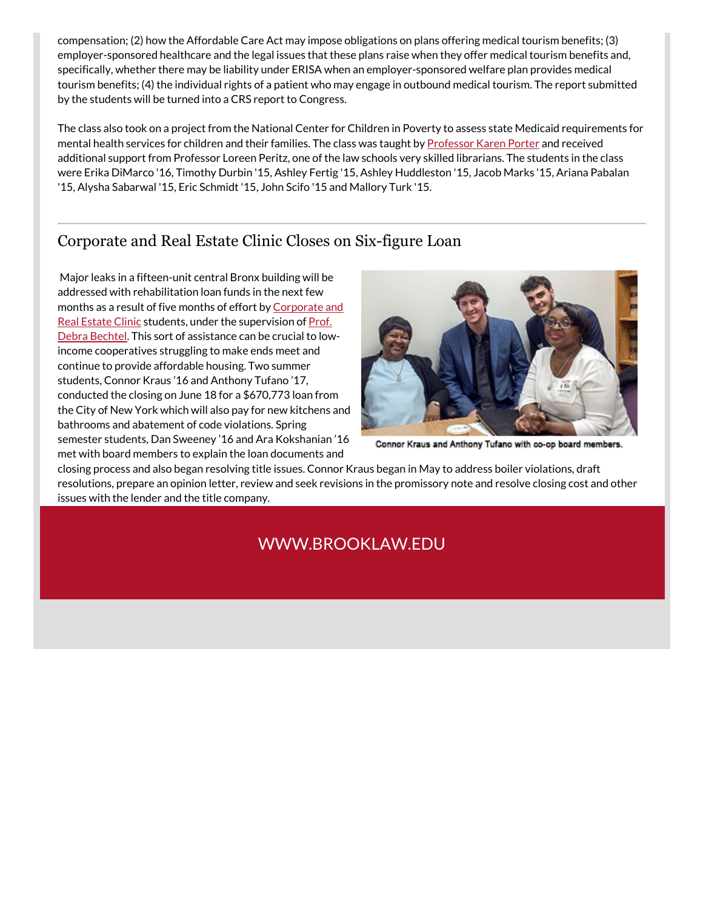compensation; (2) how the Affordable Care Act may impose obligations on plans offering medical tourism benefits; (3) employer-sponsored healthcare and the legal issues that these plans raise when they offer medical tourism benefits and, specifically, whether there may be liability under ERISA when an employer-sponsored welfare plan provides medical tourism benefits; (4) the individual rights of a patient who may engage in outbound medical tourism. The report submitted by the students will be turned into a CRS report to Congress.

The class also took on a project from the National Center for Children in Poverty to assess state Medicaid requirements for mental health services for children and their families. The class was taught by Professor Karen Porter and received additional support from Professor Loreen Peritz, one of the law schools very skilled librarians. The students in the class were Erika DiMarco '16, Timothy Durbin '15, Ashley Fertig '15, Ashley Huddleston '15, Jacob Marks '15, Ariana Pabalan '15, Alysha Sabarwal '15, Eric Schmidt '15, John Scifo '15 and Mallory Turk '15.

---

## Corporate and Real Estate Clinic Closes on Six-figure Loan

Major leaks in a fifteen-unit central Bronx building will be addressed with rehabilitation loan funds in the next few months as a result of five months of effort by Corporate and Real Estate Clinic students, under the supervision of Prof. Debra Bechtel. This sort of assistance can be crucial to low-income cooperatives struggling to make ends meet and continue to provide affordable housing. Two summer students, Connor Kraus '16 and Anthony Tufano '17, conducted the closing on June 18 for a $670,773 loan from the City of New York which will also pay for new kitchens and bathrooms and abatement of code violations. Spring semester students, Dan Sweeney '16 and Ara Kokshanian '16 met with board members to explain the loan documents and closing process and also began resolving title issues. Connor Kraus began in May to address boiler violations, draft resolutions, prepare an opinion letter, review and seek revisions in the promissory note and resolve closing cost and other issues with the lender and the title company.

Connor Kraus and Anthony Tufano with co-op board members.

WWW.BROOKLAW.EDU